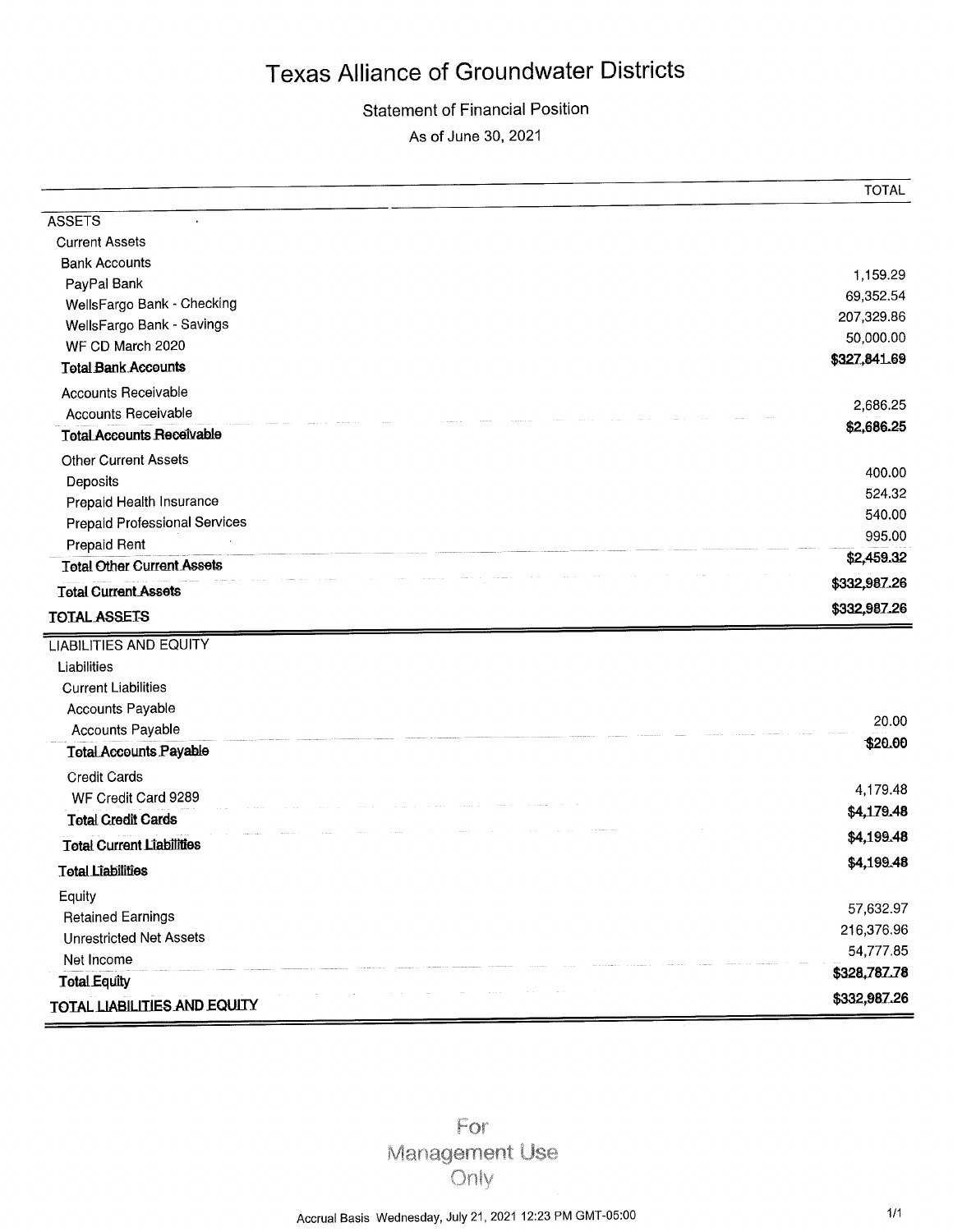# Texas Alliance of Groundwater Districts

## Statement of Financial Position

As of June 30, 2021

| | TOTAL |
|---|---|
| **ASSETS** | |
| Current Assets | |
| Bank Accounts | |
| PayPal Bank | 1,159.29 |
| WellsFargo Bank - Checking | 69,352.54 |
| WellsFargo Bank - Savings | 207,329.86 |
| WF CD March 2020 | 50,000.00 |
| **Total Bank Accounts** | **$327,841.69** |
| Accounts Receivable | |
| Accounts Receivable | 2,686.25 |
| **Total Accounts Receivable** | **$2,686.25** |
| Other Current Assets | |
| Deposits | 400.00 |
| Prepaid Health Insurance | 524.32 |
| Prepaid Professional Services | 540.00 |
| Prepaid Rent | 995.00 |
| **Total Other Current Assets** | **$2,459.32** |
| **Total Current Assets** | **$332,987.26** |
| **TOTAL ASSETS** | **$332,987.26** |
| **LIABILITIES AND EQUITY** | |
| Liabilities | |
| Current Liabilities | |
| Accounts Payable | |
| Accounts Payable | 20.00 |
| **Total Accounts Payable** | **$20.00** |
| Credit Cards | |
| WF Credit Card 9289 | 4,179.48 |
| **Total Credit Cards** | **$4,179.48** |
| **Total Current Liabilities** | **$4,199.48** |
| **Total Liabilities** | **$4,199.48** |
| Equity | |
| Retained Earnings | 57,632.97 |
| Unrestricted Net Assets | 216,376.96 |
| Net Income | 54,777.85 |
| **Total Equity** | **$328,787.78** |
| **TOTAL LIABILITIES AND EQUITY** | **$332,987.26** |

For Management Use Only

Accrual Basis Wednesday, July 21, 2021 12:23 PM GMT-05:00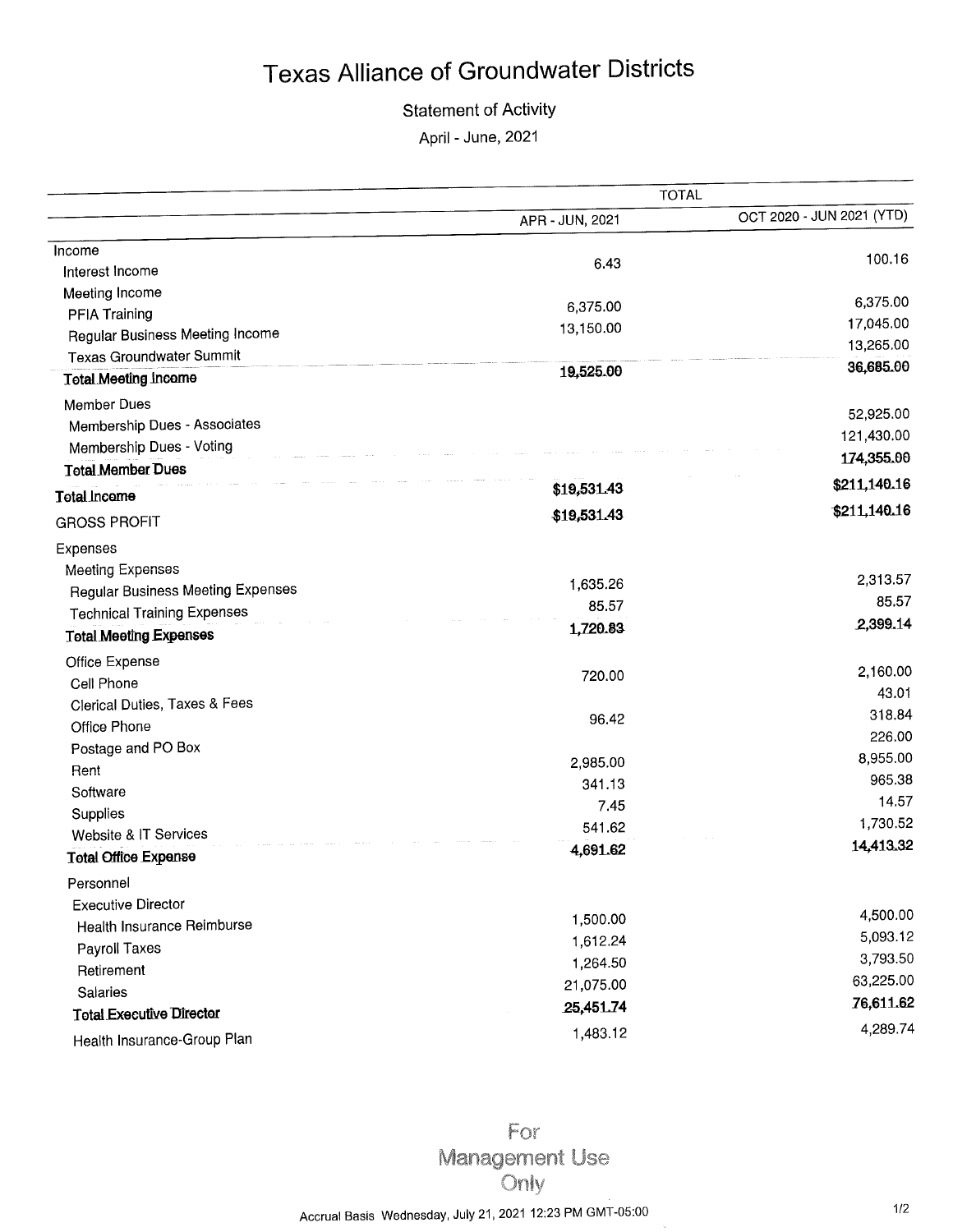# Texas Alliance of Groundwater Districts

Statement of Activity

April - June, 2021

| | TOTAL | |
|---|---|---|
| | APR - JUN, 2021 | OCT 2020 - JUN 2021 (YTD) |
| Income | | |
| Interest Income | 6.43 | 100.16 |
| Meeting Income | | |
| PFIA Training | 6,375.00 | 6,375.00 |
| Regular Business Meeting Income | 13,150.00 | 17,045.00 |
| Texas Groundwater Summit | | 13,265.00 |
| **Total Meeting Income** | **19,525.00** | **36,685.00** |
| Member Dues | | |
| Membership Dues - Associates | | 52,925.00 |
| Membership Dues - Voting | | 121,430.00 |
| **Total Member Dues** | | **174,355.00** |
| **Total Income** | **$19,531.43** | **$211,140.16** |
| GROSS PROFIT | $19,531.43 | $211,140.16 |
| Expenses | | |
| Meeting Expenses | | |
| Regular Business Meeting Expenses | 1,635.26 | 2,313.57 |
| Technical Training Expenses | 85.57 | 85.57 |
| **Total Meeting Expenses** | **1,720.83** | **2,399.14** |
| Office Expense | | |
| Cell Phone | 720.00 | 2,160.00 |
| Clerical Duties, Taxes & Fees | | 43.01 |
| Office Phone | 96.42 | 318.84 |
| Postage and PO Box | | 226.00 |
| Rent | 2,985.00 | 8,955.00 |
| Software | 341.13 | 965.38 |
| Supplies | 7.45 | 14.57 |
| Website & IT Services | 541.62 | 1,730.52 |
| **Total Office Expense** | **4,691.62** | **14,413.32** |
| Personnel | | |
| Executive Director | | |
| Health Insurance Reimburse | 1,500.00 | 4,500.00 |
| Payroll Taxes | 1,612.24 | 5,093.12 |
| Retirement | 1,264.50 | 3,793.50 |
| Salaries | 21,075.00 | 63,225.00 |
| **Total Executive Director** | **25,451.74** | **76,611.62** |
| Health Insurance-Group Plan | 1,483.12 | 4,289.74 |

For Management Use Only

Accrual Basis Wednesday, July 21, 2021 12:23 PM GMT-05:00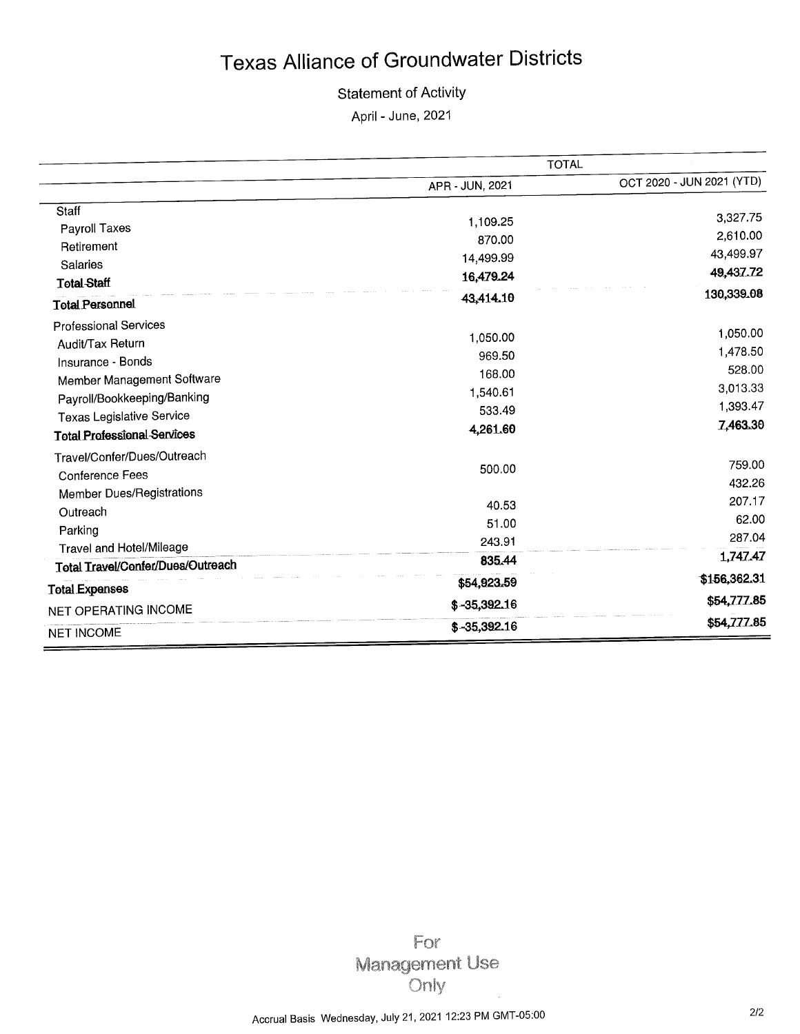# Texas Alliance of Groundwater Districts

## Statement of Activity

April - June, 2021

| | TOTAL | |
|---|---|---|
| | APR - JUN, 2021 | OCT 2020 - JUN 2021 (YTD) |
| Staff | | |
| Payroll Taxes | 1,109.25 | 3,327.75 |
| Retirement | 870.00 | 2,610.00 |
| Salaries | 14,499.99 | 43,499.97 |
| **Total Staff** | **16,479.24** | **49,437.72** |
| **Total Personnel** | **43,414.10** | **130,339.08** |
| Professional Services | | |
| Audit/Tax Return | 1,050.00 | 1,050.00 |
| Insurance - Bonds | 969.50 | 1,478.50 |
| Member Management Software | 168.00 | 528.00 |
| Payroll/Bookkeeping/Banking | 1,540.61 | 3,013.33 |
| Texas Legislative Service | 533.49 | 1,393.47 |
| **Total Professional Services** | **4,261.60** | **7,463.30** |
| Travel/Confer/Dues/Outreach | | |
| Conference Fees | 500.00 | 759.00 |
| Member Dues/Registrations | | 432.26 |
| Outreach | 40.53 | 207.17 |
| Parking | 51.00 | 62.00 |
| Travel and Hotel/Mileage | 243.91 | 287.04 |
| **Total Travel/Confer/Dues/Outreach** | **835.44** | **1,747.47** |
| **Total Expenses** | **$54,923.59** | **$156,362.31** |
| NET OPERATING INCOME | **$ -35,392.16** | **$54,777.85** |
| NET INCOME | **$ -35,392.16** | **$54,777.85** |

For Management Use Only

Accrual Basis Wednesday, July 21, 2021 12:23 PM GMT-05:00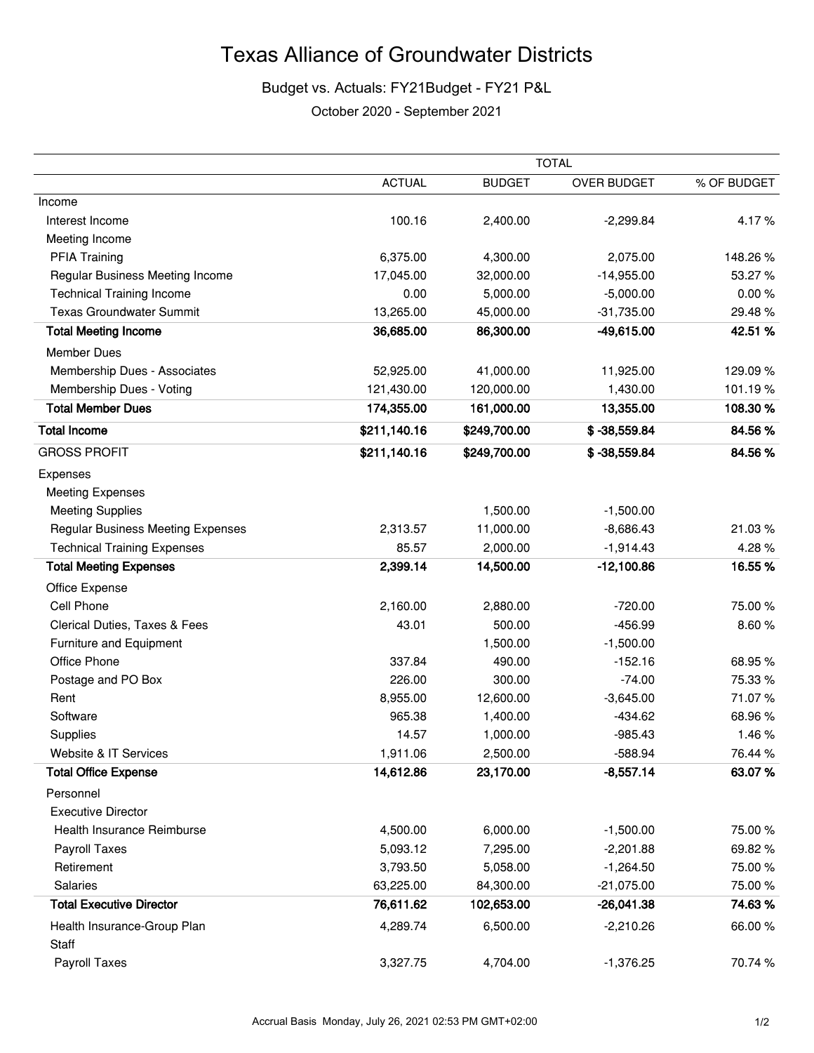# Texas Alliance of Groundwater Districts

Budget vs. Actuals: FY21Budget - FY21 P&L

October 2020 - September 2021

| | TOTAL | | | |
|---|---|---|---|---|
| | ACTUAL | BUDGET | OVER BUDGET | % OF BUDGET |
| Income | | | | |
| Interest Income | 100.16 | 2,400.00 | -2,299.84 | 4.17 % |
| Meeting Income | | | | |
| PFIA Training | 6,375.00 | 4,300.00 | 2,075.00 | 148.26 % |
| Regular Business Meeting Income | 17,045.00 | 32,000.00 | -14,955.00 | 53.27 % |
| Technical Training Income | 0.00 | 5,000.00 | -5,000.00 | 0.00 % |
| Texas Groundwater Summit | 13,265.00 | 45,000.00 | -31,735.00 | 29.48 % |
| **Total Meeting Income** | **36,685.00** | **86,300.00** | **-49,615.00** | **42.51 %** |
| Member Dues | | | | |
| Membership Dues - Associates | 52,925.00 | 41,000.00 | 11,925.00 | 129.09 % |
| Membership Dues - Voting | 121,430.00 | 120,000.00 | 1,430.00 | 101.19 % |
| **Total Member Dues** | **174,355.00** | **161,000.00** | **13,355.00** | **108.30 %** |
| **Total Income** | **$211,140.16** | **$249,700.00** | **$ -38,559.84** | **84.56 %** |
| GROSS PROFIT | **$211,140.16** | **$249,700.00** | **$ -38,559.84** | **84.56 %** |
| Expenses | | | | |
| Meeting Expenses | | | | |
| Meeting Supplies | | 1,500.00 | -1,500.00 | |
| Regular Business Meeting Expenses | 2,313.57 | 11,000.00 | -8,686.43 | 21.03 % |
| Technical Training Expenses | 85.57 | 2,000.00 | -1,914.43 | 4.28 % |
| **Total Meeting Expenses** | **2,399.14** | **14,500.00** | **-12,100.86** | **16.55 %** |
| Office Expense | | | | |
| Cell Phone | 2,160.00 | 2,880.00 | -720.00 | 75.00 % |
| Clerical Duties, Taxes & Fees | 43.01 | 500.00 | -456.99 | 8.60 % |
| Furniture and Equipment | | 1,500.00 | -1,500.00 | |
| Office Phone | 337.84 | 490.00 | -152.16 | 68.95 % |
| Postage and PO Box | 226.00 | 300.00 | -74.00 | 75.33 % |
| Rent | 8,955.00 | 12,600.00 | -3,645.00 | 71.07 % |
| Software | 965.38 | 1,400.00 | -434.62 | 68.96 % |
| Supplies | 14.57 | 1,000.00 | -985.43 | 1.46 % |
| Website & IT Services | 1,911.06 | 2,500.00 | -588.94 | 76.44 % |
| **Total Office Expense** | **14,612.86** | **23,170.00** | **-8,557.14** | **63.07 %** |
| Personnel | | | | |
| Executive Director | | | | |
| Health Insurance Reimburse | 4,500.00 | 6,000.00 | -1,500.00 | 75.00 % |
| Payroll Taxes | 5,093.12 | 7,295.00 | -2,201.88 | 69.82 % |
| Retirement | 3,793.50 | 5,058.00 | -1,264.50 | 75.00 % |
| Salaries | 63,225.00 | 84,300.00 | -21,075.00 | 75.00 % |
| **Total Executive Director** | **76,611.62** | **102,653.00** | **-26,041.38** | **74.63 %** |
| Health Insurance-Group Plan | 4,289.74 | 6,500.00 | -2,210.26 | 66.00 % |
| Staff | | | | |
| Payroll Taxes | 3,327.75 | 4,704.00 | -1,376.25 | 70.74 % |

Accrual Basis Monday, July 26, 2021 02:53 PM GMT+02:00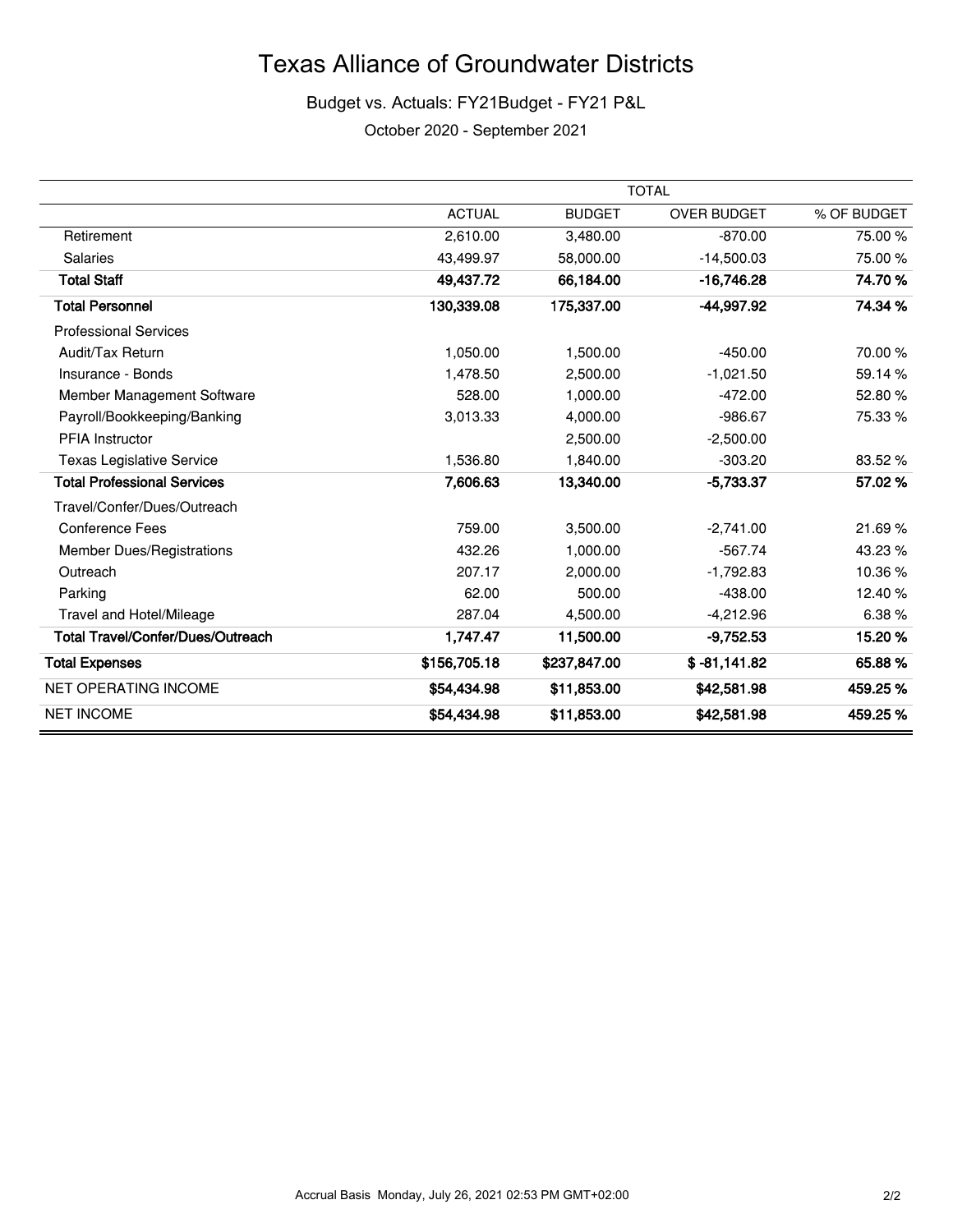# Texas Alliance of Groundwater Districts

Budget vs. Actuals: FY21Budget - FY21 P&L

October 2020 - September 2021

| | TOTAL | | | |
|---|---|---|---|---|
| | ACTUAL | BUDGET | OVER BUDGET | % OF BUDGET |
| Retirement | 2,610.00 | 3,480.00 | -870.00 | 75.00 % |
| Salaries | 43,499.97 | 58,000.00 | -14,500.03 | 75.00 % |
| **Total Staff** | **49,437.72** | **66,184.00** | **-16,746.28** | **74.70 %** |
| **Total Personnel** | **130,339.08** | **175,337.00** | **-44,997.92** | **74.34 %** |
| Professional Services | | | | |
| Audit/Tax Return | 1,050.00 | 1,500.00 | -450.00 | 70.00 % |
| Insurance - Bonds | 1,478.50 | 2,500.00 | -1,021.50 | 59.14 % |
| Member Management Software | 528.00 | 1,000.00 | -472.00 | 52.80 % |
| Payroll/Bookkeeping/Banking | 3,013.33 | 4,000.00 | -986.67 | 75.33 % |
| PFIA Instructor | | 2,500.00 | -2,500.00 | |
| Texas Legislative Service | 1,536.80 | 1,840.00 | -303.20 | 83.52 % |
| **Total Professional Services** | **7,606.63** | **13,340.00** | **-5,733.37** | **57.02 %** |
| Travel/Confer/Dues/Outreach | | | | |
| Conference Fees | 759.00 | 3,500.00 | -2,741.00 | 21.69 % |
| Member Dues/Registrations | 432.26 | 1,000.00 | -567.74 | 43.23 % |
| Outreach | 207.17 | 2,000.00 | -1,792.83 | 10.36 % |
| Parking | 62.00 | 500.00 | -438.00 | 12.40 % |
| Travel and Hotel/Mileage | 287.04 | 4,500.00 | -4,212.96 | 6.38 % |
| **Total Travel/Confer/Dues/Outreach** | **1,747.47** | **11,500.00** | **-9,752.53** | **15.20 %** |
| **Total Expenses** | **$156,705.18** | **$237,847.00** | **$ -81,141.82** | **65.88 %** |
| NET OPERATING INCOME | **$54,434.98** | **$11,853.00** | **$42,581.98** | **459.25 %** |
| NET INCOME | **$54,434.98** | **$11,853.00** | **$42,581.98** | **459.25 %** |

Accrual Basis Monday, July 26, 2021 02:53 PM GMT+02:00